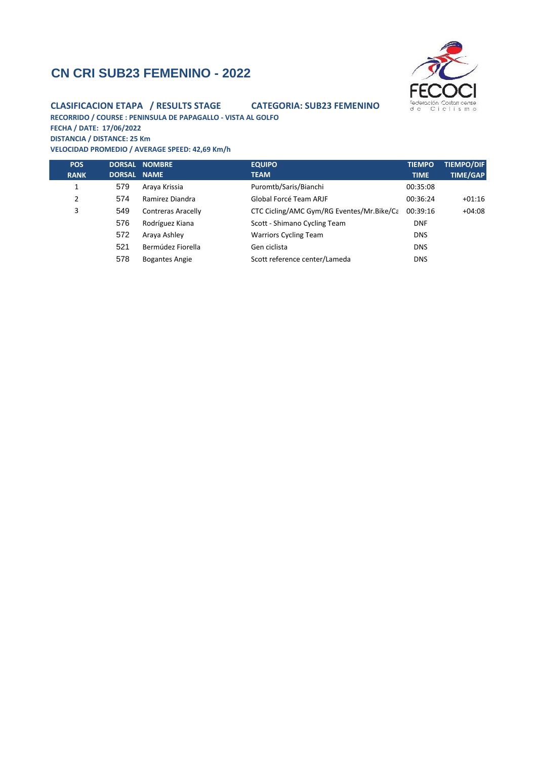# CN CRI SUB23 FEMENINO - 2022

**CLASIFICACION ETAPA / RESULTS STAGE** **CATEGORIA: SUB23 FEMENINO**

**RECORRIDO / COURSE : PENINSULA DE PAPAGALLO - VISTA AL GOLFO**
**FECHA / DATE: 17/06/2022**
**DISTANCIA / DISTANCE: 25 Km**
**VELOCIDAD PROMEDIO / AVERAGE SPEED: 42,69 Km/h**

| POS<br>RANK | DORSAL<br>DORSAL | NOMBRE<br>NAME | EQUIPO<br>TEAM | TIEMPO<br>TIME | TIEMPO/DIF<br>TIME/GAP |
|---|---|---|---|---|---|
| 1 | 579 | Araya Krissia | Puromtb/Saris/Bianchi | 00:35:08 | |
| 2 | 574 | Ramirez Diandra | Global Forcé Team ARJF | 00:36:24 | +01:16 |
| 3 | 549 | Contreras Aracelly | CTC Cicling/AMC Gym/RG Eventes/Mr.Bike/Ca | 00:39:16 | +04:08 |
| | 576 | Rodríguez Kiana | Scott - Shimano Cycling Team | DNF | |
| | 572 | Araya Ashley | Warriors Cycling Team | DNS | |
| | 521 | Bermúdez Fiorella | Gen ciclista | DNS | |
| | 578 | Bogantes Angie | Scott reference center/Lameda | DNS | |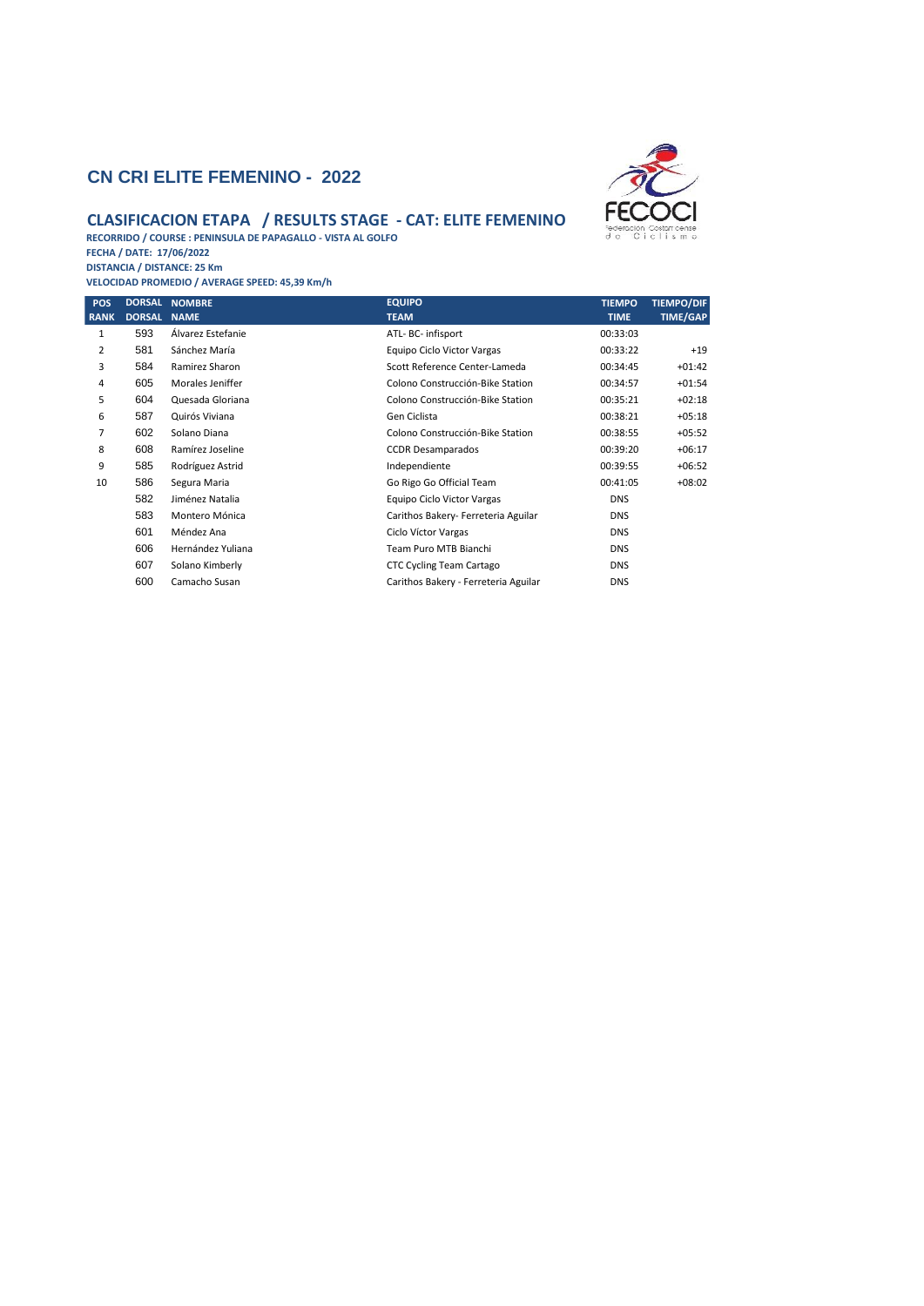## CN CRI ELITE FEMENINO - 2022

### CLASIFICACION ETAPA / RESULTS STAGE - CAT: ELITE FEMENINO

**RECORRIDO / COURSE : PENINSULA DE PAPAGALLO - VISTA AL GOLFO**
**FECHA / DATE: 17/06/2022**
**DISTANCIA / DISTANCE: 25 Km**
**VELOCIDAD PROMEDIO / AVERAGE SPEED: 45,39 Km/h**

| POS RANK | DORSAL DORSAL | NOMBRE NAME | EQUIPO TEAM | TIEMPO TIME | TIEMPO/DIF TIME/GAP |
|---|---|---|---|---|---|
| 1 | 593 | Álvarez Estefanie | ATL- BC- infisport | 00:33:03 | |
| 2 | 581 | Sánchez María | Equipo Ciclo Victor Vargas | 00:33:22 | +19 |
| 3 | 584 | Ramirez Sharon | Scott Reference Center-Lameda | 00:34:45 | +01:42 |
| 4 | 605 | Morales Jeniffer | Colono Construcción-Bike Station | 00:34:57 | +01:54 |
| 5 | 604 | Quesada Gloriana | Colono Construcción-Bike Station | 00:35:21 | +02:18 |
| 6 | 587 | Quirós Viviana | Gen Ciclista | 00:38:21 | +05:18 |
| 7 | 602 | Solano Diana | Colono Construcción-Bike Station | 00:38:55 | +05:52 |
| 8 | 608 | Ramírez Joseline | CCDR Desamparados | 00:39:20 | +06:17 |
| 9 | 585 | Rodríguez Astrid | Independiente | 00:39:55 | +06:52 |
| 10 | 586 | Segura Maria | Go Rigo Go Official Team | 00:41:05 | +08:02 |
| | 582 | Jiménez Natalia | Equipo Ciclo Victor Vargas | DNS | |
| | 583 | Montero Mónica | Carithos Bakery- Ferreteria Aguilar | DNS | |
| | 601 | Méndez Ana | Ciclo Víctor Vargas | DNS | |
| | 606 | Hernández Yuliana | Team Puro MTB Bianchi | DNS | |
| | 607 | Solano Kimberly | CTC Cycling Team Cartago | DNS | |
| | 600 | Camacho Susan | Carithos Bakery - Ferreteria Aguilar | DNS | |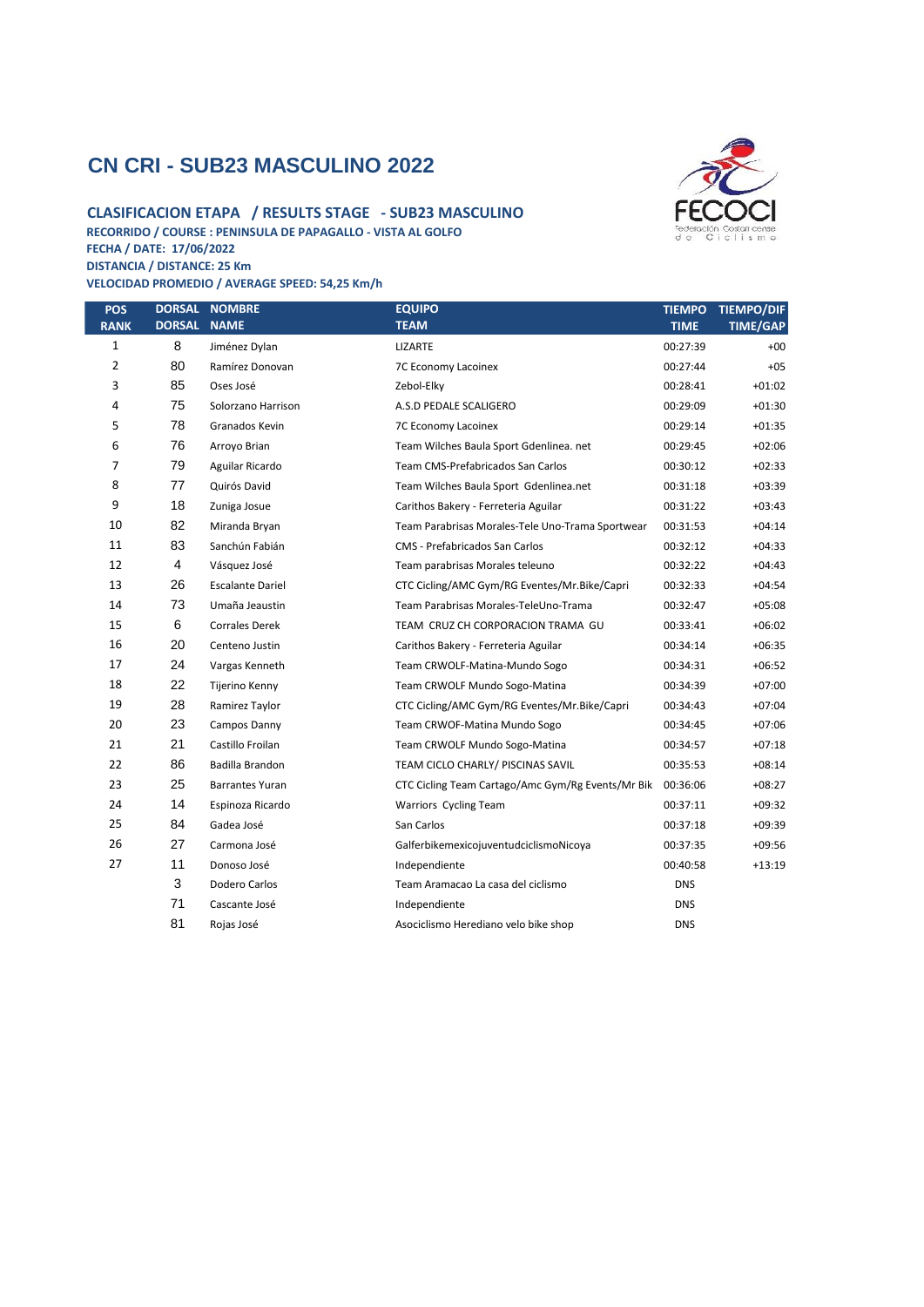# CN CRI - SUB23 MASCULINO 2022

## CLASIFICACION ETAPA / RESULTS STAGE - SUB23 MASCULINO

**RECORRIDO / COURSE : PENINSULA DE PAPAGALLO - VISTA AL GOLFO**
**FECHA / DATE: 17/06/2022**
**DISTANCIA / DISTANCE: 25 Km**
**VELOCIDAD PROMEDIO / AVERAGE SPEED: 54,25 Km/h**

| POS RANK | DORSAL DORSAL | NOMBRE NAME | EQUIPO TEAM | TIEMPO TIME | TIEMPO/DIF TIME/GAP |
|---|---|---|---|---|---|
| 1 | 8 | Jiménez Dylan | LIZARTE | 00:27:39 | +00 |
| 2 | 80 | Ramírez Donovan | 7C Economy Lacoinex | 00:27:44 | +05 |
| 3 | 85 | Oses José | Zebol-Elky | 00:28:41 | +01:02 |
| 4 | 75 | Solorzano Harrison | A.S.D PEDALE SCALIGERO | 00:29:09 | +01:30 |
| 5 | 78 | Granados Kevin | 7C Economy Lacoinex | 00:29:14 | +01:35 |
| 6 | 76 | Arroyo Brian | Team Wilches Baula Sport Gdenlinea. net | 00:29:45 | +02:06 |
| 7 | 79 | Aguilar Ricardo | Team CMS-Prefabricados San Carlos | 00:30:12 | +02:33 |
| 8 | 77 | Quirós David | Team Wilches Baula Sport Gdenlinea.net | 00:31:18 | +03:39 |
| 9 | 18 | Zuniga Josue | Carithos Bakery - Ferreteria Aguilar | 00:31:22 | +03:43 |
| 10 | 82 | Miranda Bryan | Team Parabrisas Morales-Tele Uno-Trama Sportwear | 00:31:53 | +04:14 |
| 11 | 83 | Sanchún Fabián | CMS - Prefabricados San Carlos | 00:32:12 | +04:33 |
| 12 | 4 | Vásquez José | Team parabrisas Morales teleuno | 00:32:22 | +04:43 |
| 13 | 26 | Escalante Dariel | CTC Cicling/AMC Gym/RG Eventes/Mr.Bike/Capri | 00:32:33 | +04:54 |
| 14 | 73 | Umaña Jeaustin | Team Parabrisas Morales-TeleUno-Trama | 00:32:47 | +05:08 |
| 15 | 6 | Corrales Derek | TEAM CRUZ CH CORPORACION TRAMA GU | 00:33:41 | +06:02 |
| 16 | 20 | Centeno Justin | Carithos Bakery - Ferreteria Aguilar | 00:34:14 | +06:35 |
| 17 | 24 | Vargas Kenneth | Team CRWOLF-Matina-Mundo Sogo | 00:34:31 | +06:52 |
| 18 | 22 | Tijerino Kenny | Team CRWOLF Mundo Sogo-Matina | 00:34:39 | +07:00 |
| 19 | 28 | Ramirez Taylor | CTC Cicling/AMC Gym/RG Eventes/Mr.Bike/Capri | 00:34:43 | +07:04 |
| 20 | 23 | Campos Danny | Team CRWOF-Matina Mundo Sogo | 00:34:45 | +07:06 |
| 21 | 21 | Castillo Froilan | Team CRWOLF Mundo Sogo-Matina | 00:34:57 | +07:18 |
| 22 | 86 | Badilla Brandon | TEAM CICLO CHARLY/ PISCINAS SAVIL | 00:35:53 | +08:14 |
| 23 | 25 | Barrantes Yuran | CTC Cicling Team Cartago/Amc Gym/Rg Events/Mr Bik | 00:36:06 | +08:27 |
| 24 | 14 | Espinoza Ricardo | Warriors Cycling Team | 00:37:11 | +09:32 |
| 25 | 84 | Gadea José | San Carlos | 00:37:18 | +09:39 |
| 26 | 27 | Carmona José | GalferbikemexicojuventudciclismoNicoya | 00:37:35 | +09:56 |
| 27 | 11 | Donoso José | Independiente | 00:40:58 | +13:19 |
| | 3 | Dodero Carlos | Team Aramacao La casa del ciclismo | DNS | |
| | 71 | Cascante José | Independiente | DNS | |
| | 81 | Rojas José | Asociclismo Herediano velo bike shop | DNS | |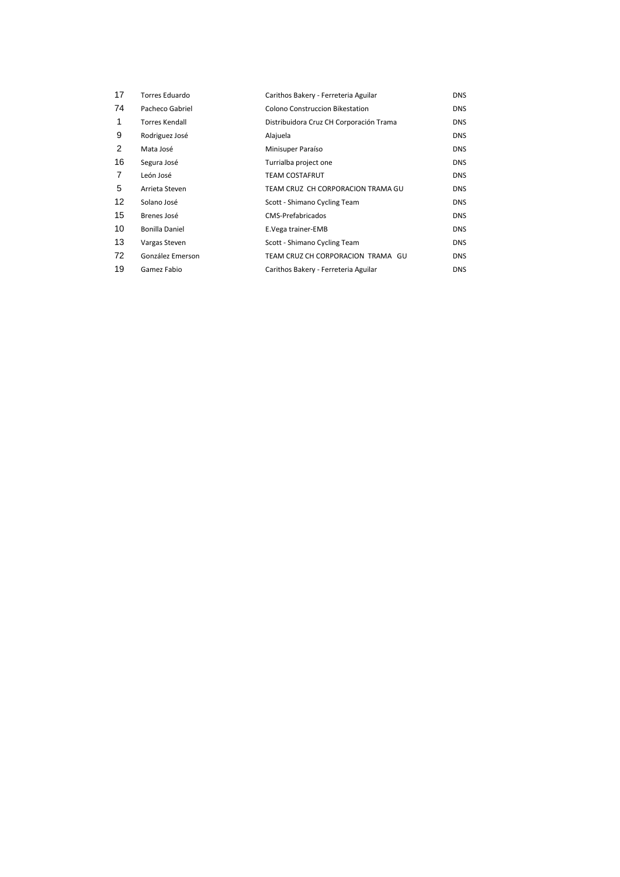| | | | |
|---|---|---|---|
| 17 | Torres Eduardo | Carithos Bakery - Ferreteria Aguilar | DNS |
| 74 | Pacheco Gabriel | Colono Construccion Bikestation | DNS |
| 1 | Torres Kendall | Distribuidora Cruz CH Corporación Trama | DNS |
| 9 | Rodriguez José | Alajuela | DNS |
| 2 | Mata José | Minisuper Paraíso | DNS |
| 16 | Segura José | Turrialba project one | DNS |
| 7 | León José | TEAM COSTAFRUT | DNS |
| 5 | Arrieta Steven | TEAM CRUZ CH CORPORACION TRAMA GU | DNS |
| 12 | Solano José | Scott - Shimano Cycling Team | DNS |
| 15 | Brenes José | CMS-Prefabricados | DNS |
| 10 | Bonilla Daniel | E.Vega trainer-EMB | DNS |
| 13 | Vargas Steven | Scott - Shimano Cycling Team | DNS |
| 72 | González Emerson | TEAM CRUZ CH CORPORACION TRAMA GU | DNS |
| 19 | Gamez Fabio | Carithos Bakery - Ferreteria Aguilar | DNS |